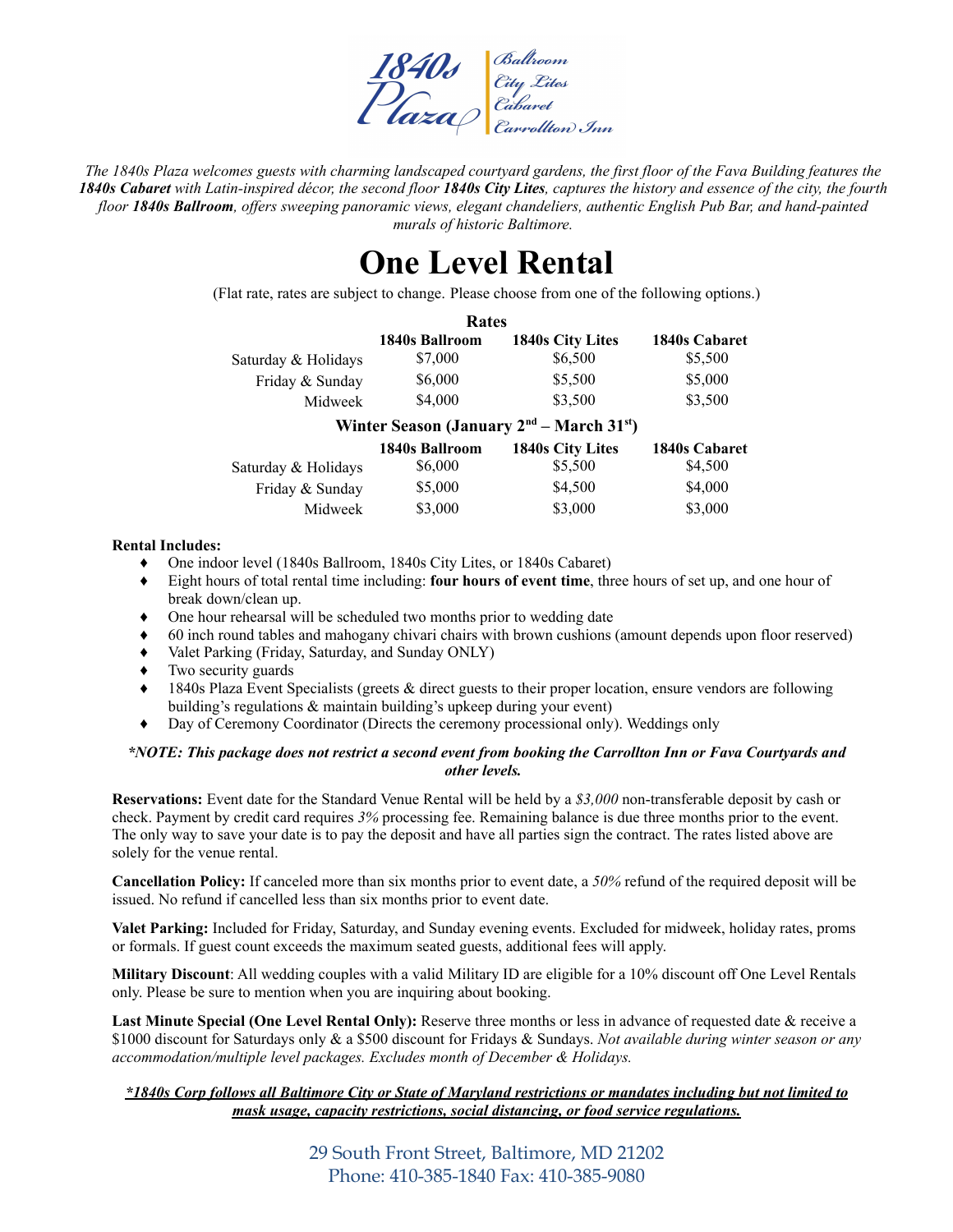**1840s Plaza** | Ballroom | City Lites | Cabaret | Carrollton Inn

*The 1840s Plaza welcomes guests with charming landscaped courtyard gardens, the first floor of the Fava Building features the **1840s Cabaret** with Latin-inspired décor, the second floor **1840s City Lites**, captures the history and essence of the city, the fourth floor **1840s Ballroom**, offers sweeping panoramic views, elegant chandeliers, authentic English Pub Bar, and hand-painted murals of historic Baltimore.*

# One Level Rental

(Flat rate, rates are subject to change. Please choose from one of the following options.)

**Rates**

| | 1840s Ballroom | 1840s City Lites | 1840s Cabaret |
|---|---|---|---|
| Saturday & Holidays | $7,000 | $6,500 | $5,500 |
| Friday & Sunday | $6,000 | $5,500 | $5,000 |
| Midweek | $4,000 | $3,500 | $3,500 |

**Winter Season (January 2nd – March 31st)**

| | 1840s Ballroom | 1840s City Lites | 1840s Cabaret |
|---|---|---|---|
| Saturday & Holidays | $6,000 | $5,500 | $4,500 |
| Friday & Sunday | $5,000 | $4,500 | $4,000 |
| Midweek | $3,000 | $3,000 | $3,000 |

**Rental Includes:**

- One indoor level (1840s Ballroom, 1840s City Lites, or 1840s Cabaret)
- Eight hours of total rental time including: **four hours of event time**, three hours of set up, and one hour of break down/clean up.
- One hour rehearsal will be scheduled two months prior to wedding date
- 60 inch round tables and mahogany chivari chairs with brown cushions (amount depends upon floor reserved)
- Valet Parking (Friday, Saturday, and Sunday ONLY)
- Two security guards
- 1840s Plaza Event Specialists (greets & direct guests to their proper location, ensure vendors are following building's regulations & maintain building's upkeep during your event)
- Day of Ceremony Coordinator (Directs the ceremony processional only). Weddings only

***\*NOTE: This package does not restrict a second event from booking the Carrollton Inn or Fava Courtyards and other levels.***

**Reservations:** Event date for the Standard Venue Rental will be held by a *$3,000* non-transferable deposit by cash or check. Payment by credit card requires *3%* processing fee. Remaining balance is due three months prior to the event. The only way to save your date is to pay the deposit and have all parties sign the contract. The rates listed above are solely for the venue rental.

**Cancellation Policy:** If canceled more than six months prior to event date, a *50%* refund of the required deposit will be issued. No refund if cancelled less than six months prior to event date.

**Valet Parking:** Included for Friday, Saturday, and Sunday evening events. Excluded for midweek, holiday rates, proms or formals. If guest count exceeds the maximum seated guests, additional fees will apply.

**Military Discount**: All wedding couples with a valid Military ID are eligible for a 10% discount off One Level Rentals only. Please be sure to mention when you are inquiring about booking.

**Last Minute Special (One Level Rental Only):** Reserve three months or less in advance of requested date & receive a $1000 discount for Saturdays only & a $500 discount for Fridays & Sundays. *Not available during winter season or any accommodation/multiple level packages. Excludes month of December & Holidays.*

***\*1840s Corp follows all Baltimore City or State of Maryland restrictions or mandates including but not limited to mask usage, capacity restrictions, social distancing, or food service regulations.***

29 South Front Street, Baltimore, MD 21202
Phone: 410-385-1840 Fax: 410-385-9080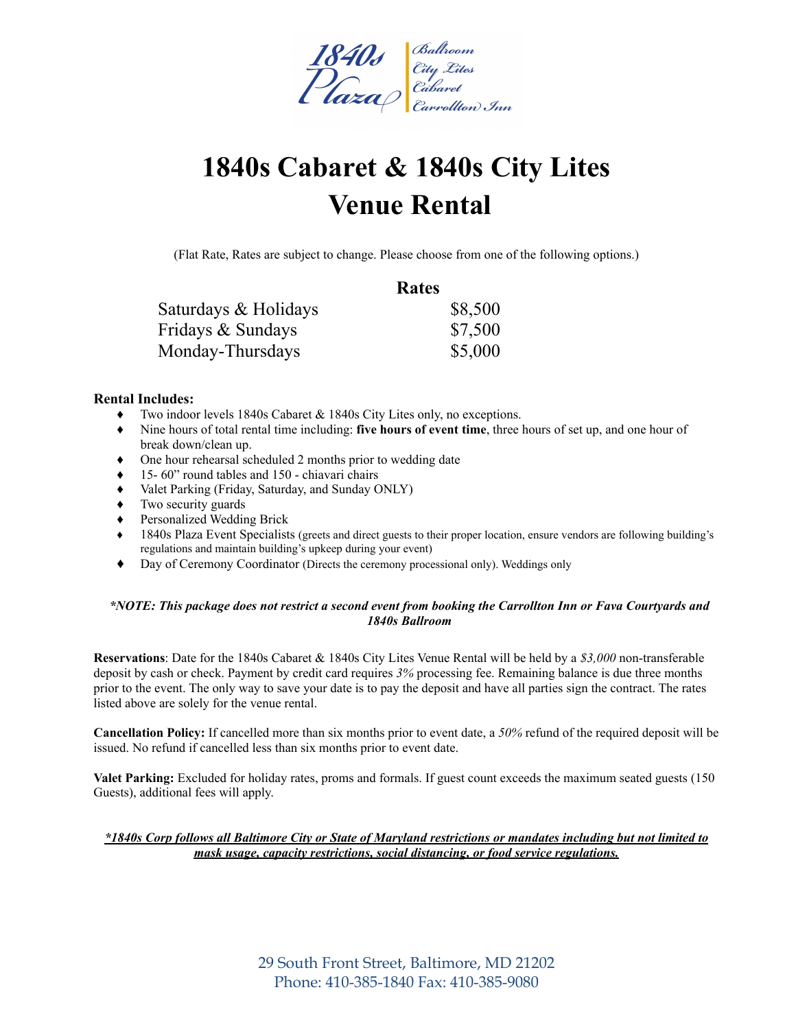# 1840s Cabaret & 1840s City Lites Venue Rental

(Flat Rate, Rates are subject to change. Please choose from one of the following options.)

| | Rates |
|---|---|
| Saturdays & Holidays | $8,500 |
| Fridays & Sundays | $7,500 |
| Monday-Thursdays | $5,000 |

**Rental Includes:**

- Two indoor levels 1840s Cabaret & 1840s City Lites only, no exceptions.
- Nine hours of total rental time including: **five hours of event time**, three hours of set up, and one hour of break down/clean up.
- One hour rehearsal scheduled 2 months prior to wedding date
- 15- 60" round tables and 150 - chiavari chairs
- Valet Parking (Friday, Saturday, and Sunday ONLY)
- Two security guards
- Personalized Wedding Brick
- 1840s Plaza Event Specialists (greets and direct guests to their proper location, ensure vendors are following building's regulations and maintain building's upkeep during your event)
- Day of Ceremony Coordinator (Directs the ceremony processional only). Weddings only

***NOTE: This package does not restrict a second event from booking the Carrollton Inn or Fava Courtyards and 1840s Ballroom***

**Reservations**: Date for the 1840s Cabaret & 1840s City Lites Venue Rental will be held by a *$3,000* non-transferable deposit by cash or check. Payment by credit card requires *3%* processing fee. Remaining balance is due three months prior to the event. The only way to save your date is to pay the deposit and have all parties sign the contract. The rates listed above are solely for the venue rental.

**Cancellation Policy:** If cancelled more than six months prior to event date, a *50%* refund of the required deposit will be issued. No refund if cancelled less than six months prior to event date.

**Valet Parking:** Excluded for holiday rates, proms and formals. If guest count exceeds the maximum seated guests (150 Guests), additional fees will apply.

***1840s Corp follows all Baltimore City or State of Maryland restrictions or mandates including but not limited to mask usage, capacity restrictions, social distancing, or food service regulations.***

29 South Front Street, Baltimore, MD 21202
Phone: 410-385-1840 Fax: 410-385-9080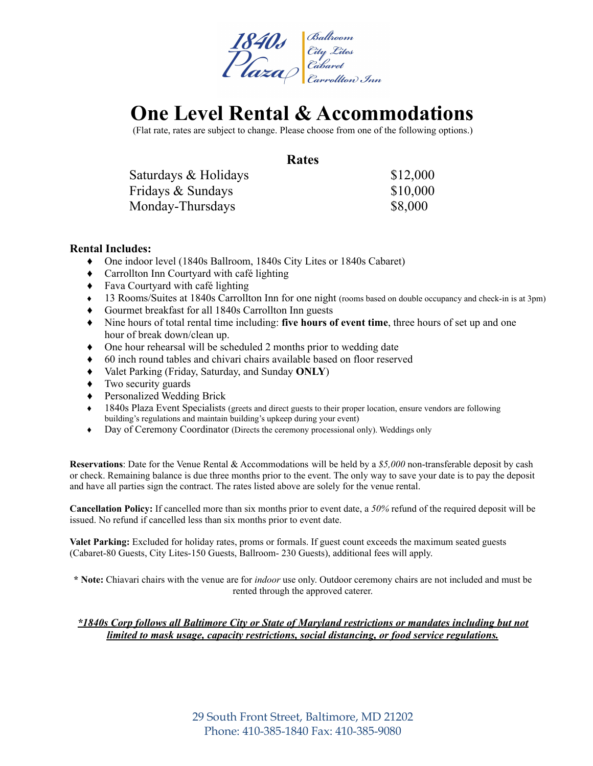1840s Plaza | Ballroom, City Lites, Cabaret, Carrollton Inn

# One Level Rental & Accommodations

(Flat rate, rates are subject to change. Please choose from one of the following options.)

## Rates

| | |
|---|---|
| Saturdays & Holidays | $12,000 |
| Fridays & Sundays | $10,000 |
| Monday-Thursdays | $8,000 |

**Rental Includes:**

- One indoor level (1840s Ballroom, 1840s City Lites or 1840s Cabaret)
- Carrollton Inn Courtyard with café lighting
- Fava Courtyard with café lighting
- 13 Rooms/Suites at 1840s Carrollton Inn for one night (rooms based on double occupancy and check-in is at 3pm)
- Gourmet breakfast for all 1840s Carrollton Inn guests
- Nine hours of total rental time including: **five hours of event time**, three hours of set up and one hour of break down/clean up.
- One hour rehearsal will be scheduled 2 months prior to wedding date
- 60 inch round tables and chivari chairs available based on floor reserved
- Valet Parking (Friday, Saturday, and Sunday **ONLY**)
- Two security guards
- Personalized Wedding Brick
- 1840s Plaza Event Specialists (greets and direct guests to their proper location, ensure vendors are following building's regulations and maintain building's upkeep during your event)
- Day of Ceremony Coordinator (Directs the ceremony processional only). Weddings only

**Reservations**: Date for the Venue Rental & Accommodations will be held by a *$5,000* non-transferable deposit by cash or check. Remaining balance is due three months prior to the event. The only way to save your date is to pay the deposit and have all parties sign the contract. The rates listed above are solely for the venue rental.

**Cancellation Policy:** If cancelled more than six months prior to event date, a *50%* refund of the required deposit will be issued. No refund if cancelled less than six months prior to event date.

**Valet Parking:** Excluded for holiday rates, proms or formals. If guest count exceeds the maximum seated guests (Cabaret-80 Guests, City Lites-150 Guests, Ballroom- 230 Guests), additional fees will apply.

**\* Note:** Chiavari chairs with the venue are for *indoor* use only. Outdoor ceremony chairs are not included and must be rented through the approved caterer.

***1840s Corp follows all Baltimore City or State of Maryland restrictions or mandates including but not limited to mask usage, capacity restrictions, social distancing, or food service regulations.***

29 South Front Street, Baltimore, MD 21202
Phone: 410-385-1840 Fax: 410-385-9080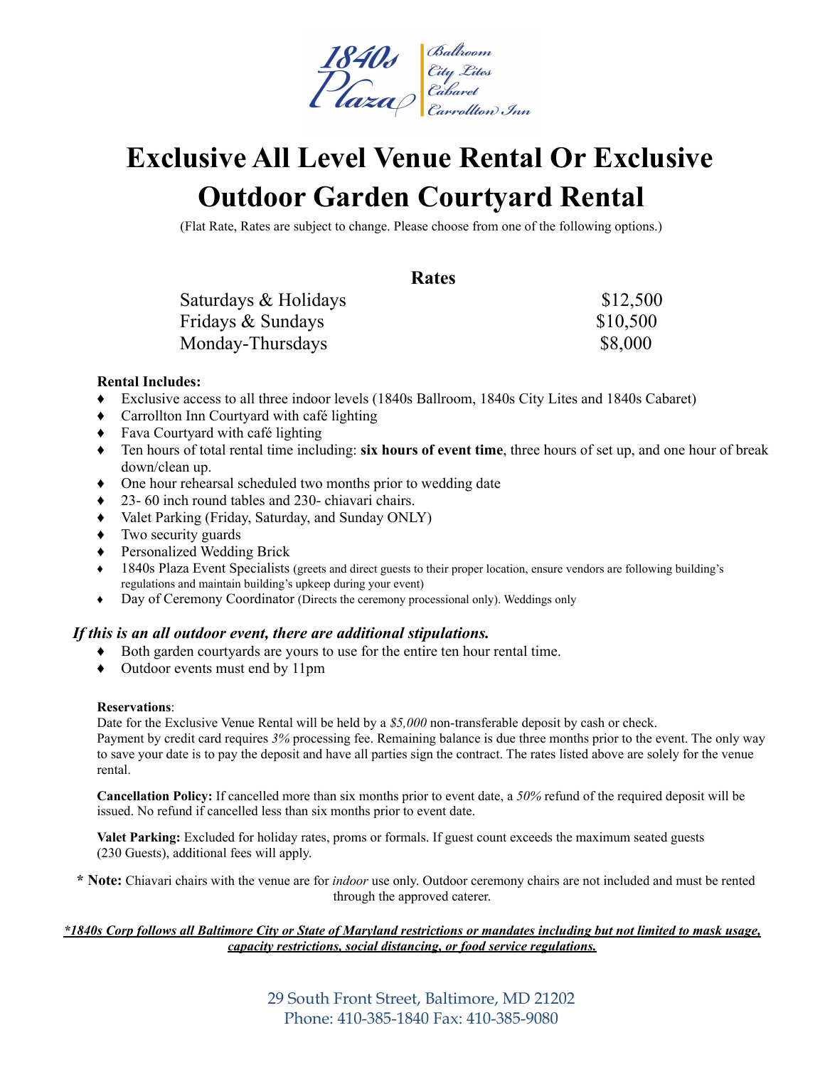1840s Plaza | Ballroom City Lites Cabaret Carrollton Inn

# Exclusive All Level Venue Rental Or Exclusive Outdoor Garden Courtyard Rental

(Flat Rate, Rates are subject to change. Please choose from one of the following options.)

## Rates

| | |
|---|---|
| Saturdays & Holidays | $12,500 |
| Fridays & Sundays | $10,500 |
| Monday-Thursdays | $8,000 |

**Rental Includes:**

- Exclusive access to all three indoor levels (1840s Ballroom, 1840s City Lites and 1840s Cabaret)
- Carrollton Inn Courtyard with café lighting
- Fava Courtyard with café lighting
- Ten hours of total rental time including: **six hours of event time**, three hours of set up, and one hour of break down/clean up.
- One hour rehearsal scheduled two months prior to wedding date
- 23- 60 inch round tables and 230- chiavari chairs.
- Valet Parking (Friday, Saturday, and Sunday ONLY)
- Two security guards
- Personalized Wedding Brick
- 1840s Plaza Event Specialists (greets and direct guests to their proper location, ensure vendors are following building's regulations and maintain building's upkeep during your event)
- Day of Ceremony Coordinator (Directs the ceremony processional only). Weddings only

***If this is an all outdoor event, there are additional stipulations.***

- Both garden courtyards are yours to use for the entire ten hour rental time.
- Outdoor events must end by 11pm

**Reservations**:
Date for the Exclusive Venue Rental will be held by a *$5,000* non-transferable deposit by cash or check. Payment by credit card requires *3%* processing fee. Remaining balance is due three months prior to the event. The only way to save your date is to pay the deposit and have all parties sign the contract. The rates listed above are solely for the venue rental.

**Cancellation Policy:** If cancelled more than six months prior to event date, a *50%* refund of the required deposit will be issued. No refund if cancelled less than six months prior to event date.

**Valet Parking:** Excluded for holiday rates, proms or formals. If guest count exceeds the maximum seated guests (230 Guests), additional fees will apply.

**\* Note:** Chiavari chairs with the venue are for *indoor* use only. Outdoor ceremony chairs are not included and must be rented through the approved caterer.

***<u>*1840s Corp follows all Baltimore City or State of Maryland restrictions or mandates including but not limited to mask usage, capacity restrictions, social distancing, or food service regulations.</u>***

29 South Front Street, Baltimore, MD 21202
Phone: 410-385-1840 Fax: 410-385-9080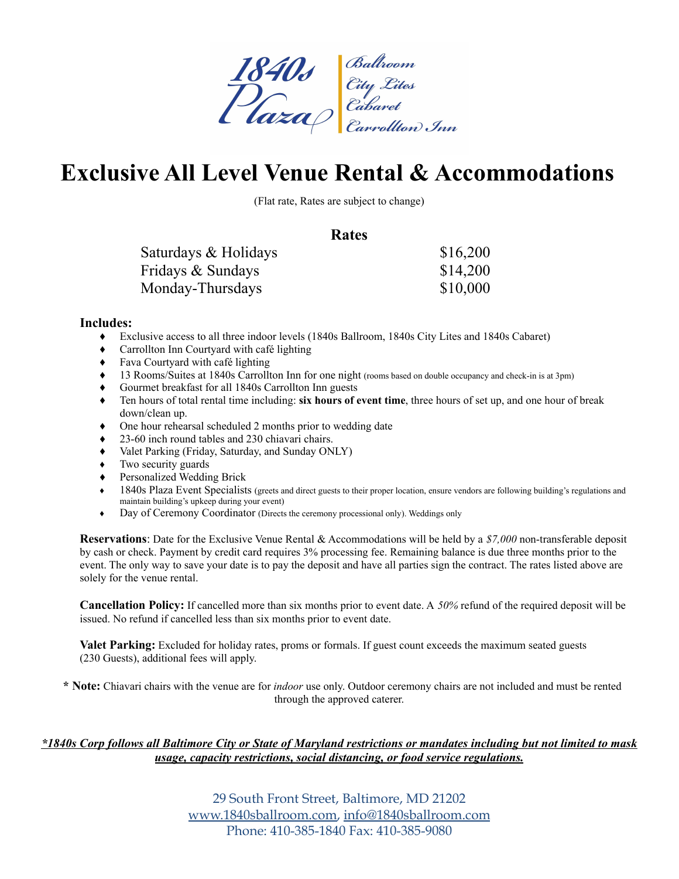1840s Plaza | Ballroom, City Lites, Cabaret, Carrollton Inn

# Exclusive All Level Venue Rental & Accommodations

(Flat rate, Rates are subject to change)

## Rates

| | |
|---|---|
| Saturdays & Holidays | $16,200 |
| Fridays & Sundays | $14,200 |
| Monday-Thursdays | $10,000 |

### Includes:

- Exclusive access to all three indoor levels (1840s Ballroom, 1840s City Lites and 1840s Cabaret)
- Carrollton Inn Courtyard with café lighting
- Fava Courtyard with café lighting
- 13 Rooms/Suites at 1840s Carrollton Inn for one night (rooms based on double occupancy and check-in is at 3pm)
- Gourmet breakfast for all 1840s Carrollton Inn guests
- Ten hours of total rental time including: **six hours of event time**, three hours of set up, and one hour of break down/clean up.
- One hour rehearsal scheduled 2 months prior to wedding date
- 23-60 inch round tables and 230 chiavari chairs.
- Valet Parking (Friday, Saturday, and Sunday ONLY)
- Two security guards
- Personalized Wedding Brick
- 1840s Plaza Event Specialists (greets and direct guests to their proper location, ensure vendors are following building's regulations and maintain building's upkeep during your event)
- Day of Ceremony Coordinator (Directs the ceremony processional only). Weddings only

**Reservations**: Date for the Exclusive Venue Rental & Accommodations will be held by a *$7,000* non-transferable deposit by cash or check. Payment by credit card requires 3% processing fee. Remaining balance is due three months prior to the event. The only way to save your date is to pay the deposit and have all parties sign the contract. The rates listed above are solely for the venue rental.

**Cancellation Policy:** If cancelled more than six months prior to event date. A *50%* refund of the required deposit will be issued. No refund if cancelled less than six months prior to event date.

**Valet Parking:** Excluded for holiday rates, proms or formals. If guest count exceeds the maximum seated guests (230 Guests), additional fees will apply.

**\* Note:** Chiavari chairs with the venue are for *indoor* use only. Outdoor ceremony chairs are not included and must be rented through the approved caterer.

***\*1840s Corp follows all Baltimore City or State of Maryland restrictions or mandates including but not limited to mask usage, capacity restrictions, social distancing, or food service regulations.***

29 South Front Street, Baltimore, MD 21202
www.1840sballroom.com, info@1840sballroom.com
Phone: 410-385-1840 Fax: 410-385-9080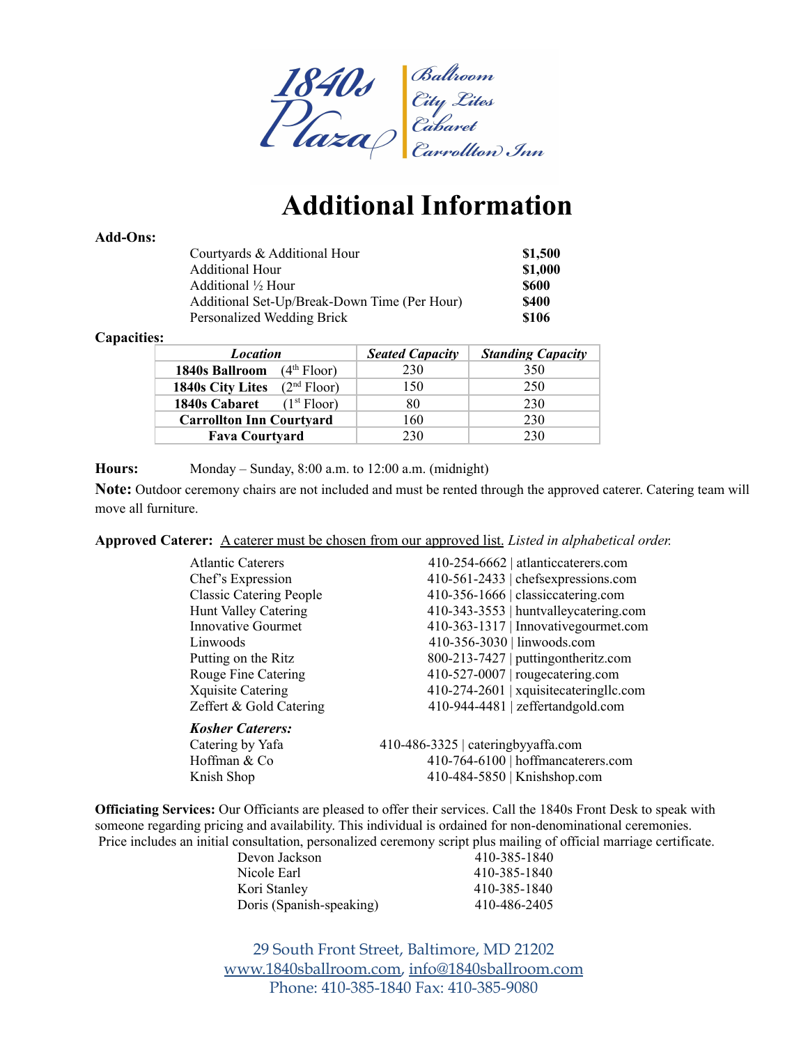1840s Plaza — Ballroom | City Lites | Cabaret | Carrollton Inn

# Additional Information

**Add-Ons:**

| | |
|---|---|
| Courtyards & Additional Hour | **$1,500** |
| Additional Hour | **$1,000** |
| Additional ½ Hour | **$600** |
| Additional Set-Up/Break-Down Time (Per Hour) | **$400** |
| Personalized Wedding Brick | **$106** |

**Capacities:**

| *Location* | *Seated Capacity* | *Standing Capacity* |
|---|---|---|
| **1840s Ballroom** (4th Floor) | 230 | 350 |
| **1840s City Lites** (2nd Floor) | 150 | 250 |
| **1840s Cabaret** (1st Floor) | 80 | 230 |
| **Carrollton Inn Courtyard** | 160 | 230 |
| **Fava Courtyard** | 230 | 230 |

**Hours:** Monday – Sunday, 8:00 a.m. to 12:00 a.m. (midnight)

**Note:** Outdoor ceremony chairs are not included and must be rented through the approved caterer. Catering team will move all furniture.

**Approved Caterer:** A caterer must be chosen from our approved list. *Listed in alphabetical order.*

| | |
|---|---|
| Atlantic Caterers | 410-254-6662 \| atlanticcaterers.com |
| Chef's Expression | 410-561-2433 \| chefsexpressions.com |
| Classic Catering People | 410-356-1666 \| classiccatering.com |
| Hunt Valley Catering | 410-343-3553 \| huntvalleycatering.com |
| Innovative Gourmet | 410-363-1317 \| Innovativegourmet.com |
| Linwoods | 410-356-3030 \| linwoods.com |
| Putting on the Ritz | 800-213-7427 \| puttingontheritz.com |
| Rouge Fine Catering | 410-527-0007 \| rougecatering.com |
| Xquisite Catering | 410-274-2601 \| xquisitecateringllc.com |
| Zeffert & Gold Catering | 410-944-4481 \| zeffertandgold.com |

***Kosher Caterers:***

| | |
|---|---|
| Catering by Yafa | 410-486-3325 \| cateringbyyaffa.com |
| Hoffman & Co | 410-764-6100 \| hoffmancaterers.com |
| Knish Shop | 410-484-5850 \| Knishshop.com |

**Officiating Services:** Our Officiants are pleased to offer their services. Call the 1840s Front Desk to speak with someone regarding pricing and availability. This individual is ordained for non-denominational ceremonies. Price includes an initial consultation, personalized ceremony script plus mailing of official marriage certificate.

| | |
|---|---|
| Devon Jackson | 410-385-1840 |
| Nicole Earl | 410-385-1840 |
| Kori Stanley | 410-385-1840 |
| Doris (Spanish-speaking) | 410-486-2405 |

29 South Front Street, Baltimore, MD 21202
www.1840sballroom.com, info@1840sballroom.com
Phone: 410-385-1840 Fax: 410-385-9080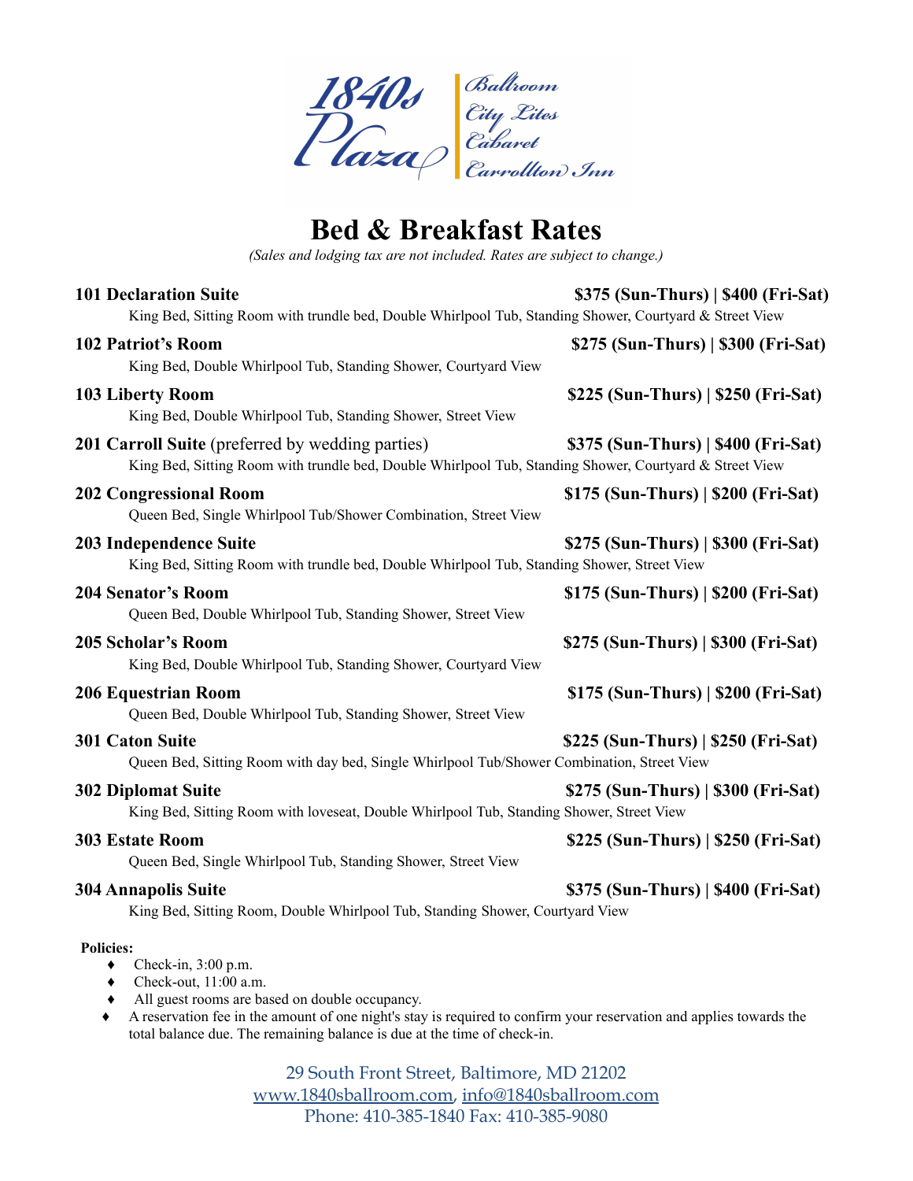1840s Plaza | Ballroom, City Lites, Cabaret, Carrollton Inn

# Bed & Breakfast Rates

*(Sales and lodging tax are not included. Rates are subject to change.)*

**101 Declaration Suite** **$375 (Sun-Thurs) | $400 (Fri-Sat)**
King Bed, Sitting Room with trundle bed, Double Whirlpool Tub, Standing Shower, Courtyard & Street View

**102 Patriot's Room** **$275 (Sun-Thurs) | $300 (Fri-Sat)**
King Bed, Double Whirlpool Tub, Standing Shower, Courtyard View

**103 Liberty Room** **$225 (Sun-Thurs) | $250 (Fri-Sat)**
King Bed, Double Whirlpool Tub, Standing Shower, Street View

**201 Carroll Suite** (preferred by wedding parties) **$375 (Sun-Thurs) | $400 (Fri-Sat)**
King Bed, Sitting Room with trundle bed, Double Whirlpool Tub, Standing Shower, Courtyard & Street View

**202 Congressional Room** **$175 (Sun-Thurs) | $200 (Fri-Sat)**
Queen Bed, Single Whirlpool Tub/Shower Combination, Street View

**203 Independence Suite** **$275 (Sun-Thurs) | $300 (Fri-Sat)**
King Bed, Sitting Room with trundle bed, Double Whirlpool Tub, Standing Shower, Street View

**204 Senator's Room** **$175 (Sun-Thurs) | $200 (Fri-Sat)**
Queen Bed, Double Whirlpool Tub, Standing Shower, Street View

**205 Scholar's Room** **$275 (Sun-Thurs) | $300 (Fri-Sat)**
King Bed, Double Whirlpool Tub, Standing Shower, Courtyard View

**206 Equestrian Room** **$175 (Sun-Thurs) | $200 (Fri-Sat)**
Queen Bed, Double Whirlpool Tub, Standing Shower, Street View

**301 Caton Suite** **$225 (Sun-Thurs) | $250 (Fri-Sat)**
Queen Bed, Sitting Room with day bed, Single Whirlpool Tub/Shower Combination, Street View

**302 Diplomat Suite** **$275 (Sun-Thurs) | $300 (Fri-Sat)**
King Bed, Sitting Room with loveseat, Double Whirlpool Tub, Standing Shower, Street View

**303 Estate Room** **$225 (Sun-Thurs) | $250 (Fri-Sat)**
Queen Bed, Single Whirlpool Tub, Standing Shower, Street View

**304 Annapolis Suite** **$375 (Sun-Thurs) | $400 (Fri-Sat)**
King Bed, Sitting Room, Double Whirlpool Tub, Standing Shower, Courtyard View

**Policies:**

- Check-in, 3:00 p.m.
- Check-out, 11:00 a.m.
- All guest rooms are based on double occupancy.
- A reservation fee in the amount of one night's stay is required to confirm your reservation and applies towards the total balance due. The remaining balance is due at the time of check-in.

29 South Front Street, Baltimore, MD 21202
www.1840sballroom.com, info@1840sballroom.com
Phone: 410-385-1840 Fax: 410-385-9080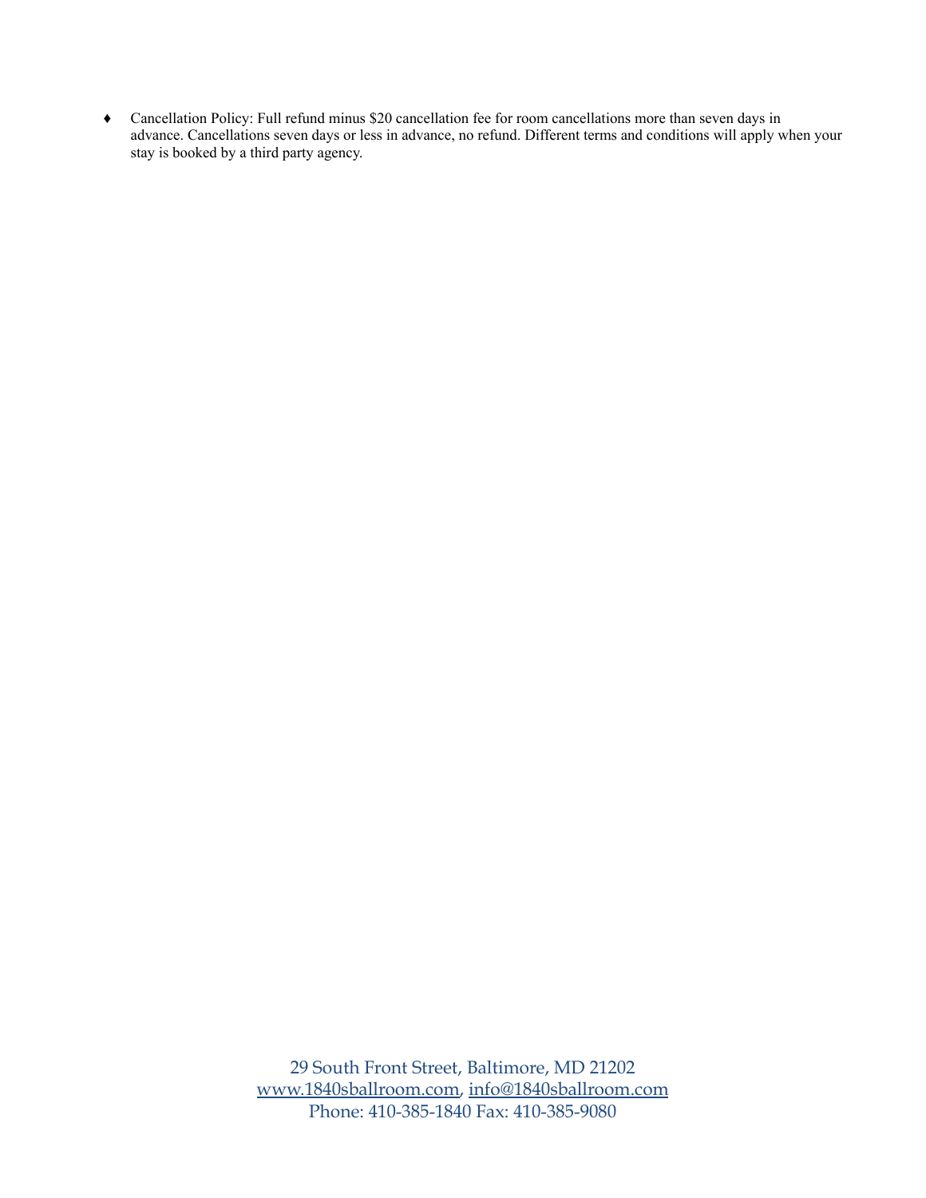- Cancellation Policy: Full refund minus $20 cancellation fee for room cancellations more than seven days in advance. Cancellations seven days or less in advance, no refund. Different terms and conditions will apply when your stay is booked by a third party agency.